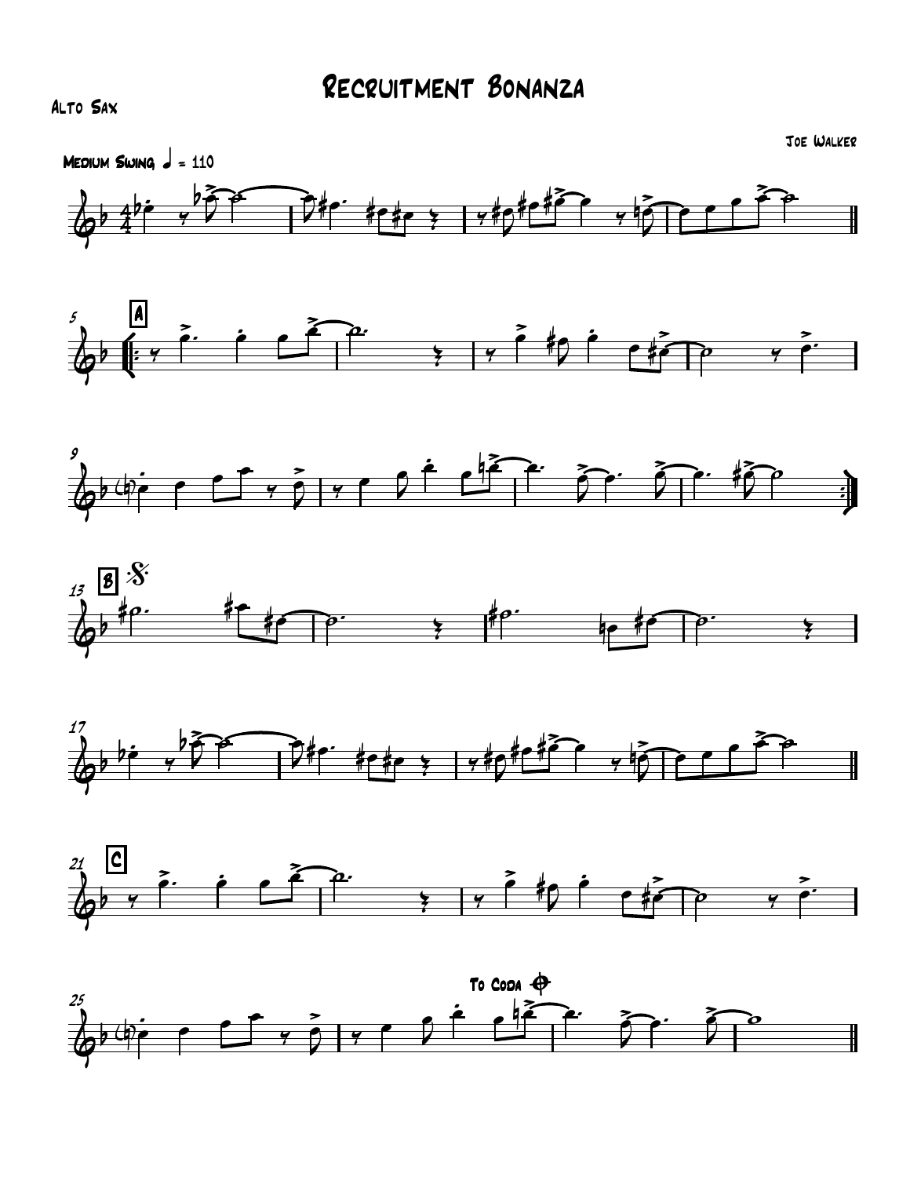# Recruitment Bonanza

Alto Sax

Joe Walker

Medium Swing ♩ = 110

A

B

C

To Coda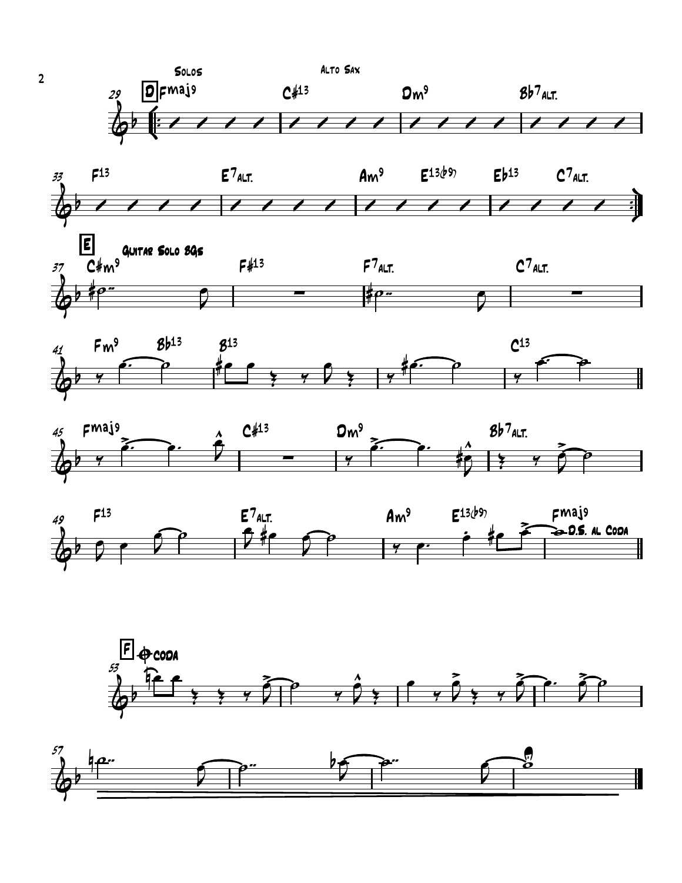Solos

Alto Sax

D Fmaj9 C#13 Dm9 Bb7alt.

F13 E7alt. Am9 E13(b9) Eb13 C7alt.

E Guitar Solo 8Qs

C#m9 F#13 F7alt. C7alt.

Fm9 Bb13 B13 C13

Fmaj9 C#13 Dm9 Bb7alt.

F13 E7alt. Am9 E13(b9) Fmaj9 D.S. al Coda

F Coda